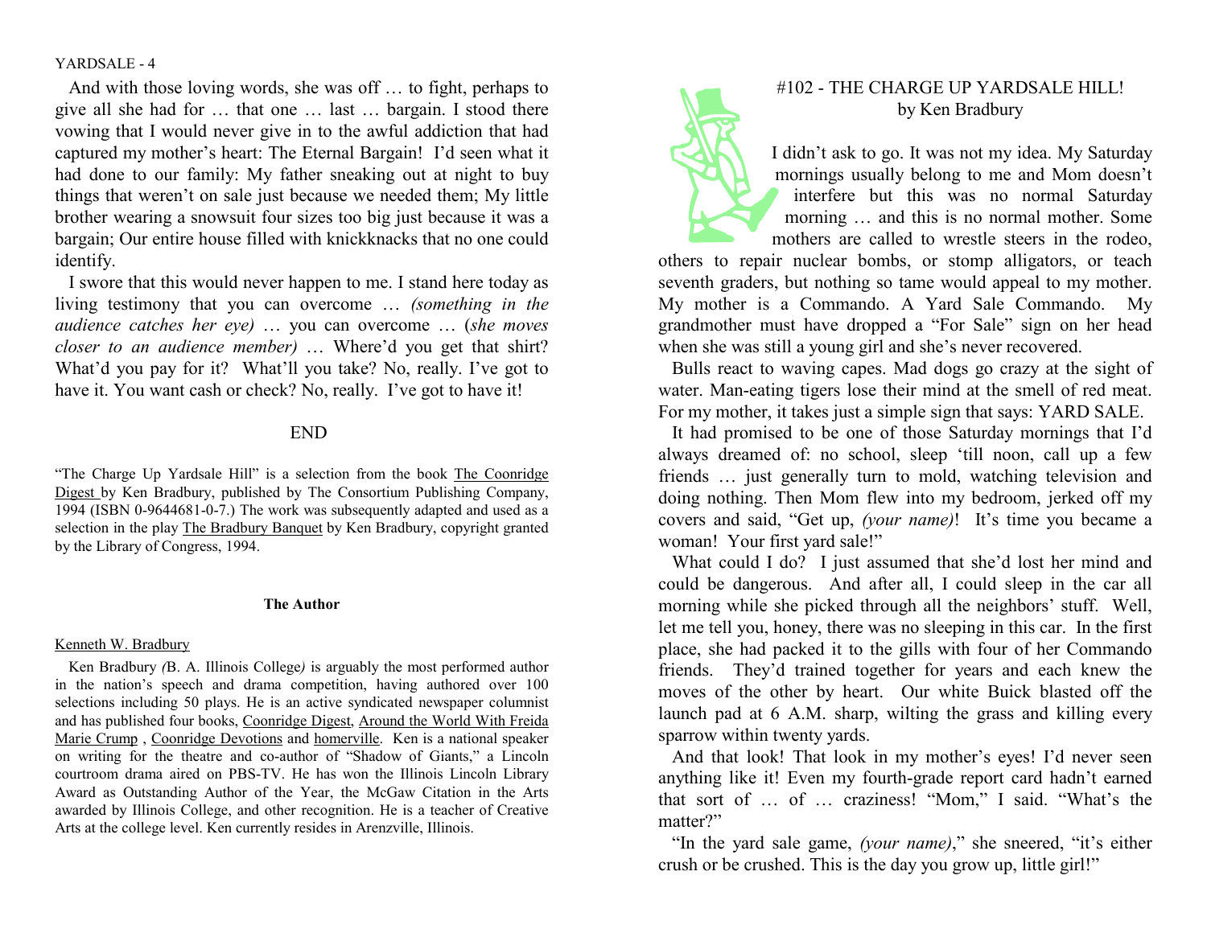And with those loving words, she was off … to fight, perhaps to give all she had for … that one … last … bargain. I stood there vowing that I would never give in to the awful addiction that had captured my mother's heart: The Eternal Bargain! I'd seen what it had done to our family: My father sneaking out at night to buy things that weren't on sale just because we needed them; My little brother wearing a snowsuit four sizes too big just because it was a bargain; Our entire house filled with knickknacks that no one could identify.

I swore that this would never happen to me. I stand here today as living testimony that you can overcome … *(something in the audience catches her eye)* … you can overcome … (*she moves closer to an audience member)* … Where'd you get that shirt? What'd you pay for it? What'll you take? No, really. I've got to have it. You want cash or check? No, really. I've got to have it!

END

"The Charge Up Yardsale Hill" is a selection from the book The Coonridge Digest by Ken Bradbury, published by The Consortium Publishing Company, 1994 (ISBN 0-9644681-0-7.) The work was subsequently adapted and used as a selection in the play The Bradbury Banquet by Ken Bradbury, copyright granted by the Library of Congress, 1994.

**The Author**

Kenneth W. Bradbury

Ken Bradbury *(*B. A. Illinois College*)* is arguably the most performed author in the nation's speech and drama competition, having authored over 100 selections including 50 plays. He is an active syndicated newspaper columnist and has published four books, Coonridge Digest, Around the World With Freida Marie Crump , Coonridge Devotions and homerville. Ken is a national speaker on writing for the theatre and co-author of "Shadow of Giants," a Lincoln courtroom drama aired on PBS-TV. He has won the Illinois Lincoln Library Award as Outstanding Author of the Year, the McGaw Citation in the Arts awarded by Illinois College, and other recognition. He is a teacher of Creative Arts at the college level. Ken currently resides in Arenzville, Illinois.

# #102 - THE CHARGE UP YARDSALE HILL!
by Ken Bradbury

I didn't ask to go. It was not my idea. My Saturday mornings usually belong to me and Mom doesn't interfere but this was no normal Saturday morning … and this is no normal mother. Some mothers are called to wrestle steers in the rodeo, others to repair nuclear bombs, or stomp alligators, or teach seventh graders, but nothing so tame would appeal to my mother. My mother is a Commando. A Yard Sale Commando. My grandmother must have dropped a "For Sale" sign on her head when she was still a young girl and she's never recovered.

Bulls react to waving capes. Mad dogs go crazy at the sight of water. Man-eating tigers lose their mind at the smell of red meat. For my mother, it takes just a simple sign that says: YARD SALE.

It had promised to be one of those Saturday mornings that I'd always dreamed of: no school, sleep 'till noon, call up a few friends … just generally turn to mold, watching television and doing nothing. Then Mom flew into my bedroom, jerked off my covers and said, "Get up, *(your name)*! It's time you became a woman! Your first yard sale!"

What could I do? I just assumed that she'd lost her mind and could be dangerous. And after all, I could sleep in the car all morning while she picked through all the neighbors' stuff. Well, let me tell you, honey, there was no sleeping in this car. In the first place, she had packed it to the gills with four of her Commando friends. They'd trained together for years and each knew the moves of the other by heart. Our white Buick blasted off the launch pad at 6 A.M. sharp, wilting the grass and killing every sparrow within twenty yards.

And that look! That look in my mother's eyes! I'd never seen anything like it! Even my fourth-grade report card hadn't earned that sort of … of … craziness! "Mom," I said. "What's the matter?"

"In the yard sale game, *(your name)*," she sneered, "it's either crush or be crushed. This is the day you grow up, little girl!"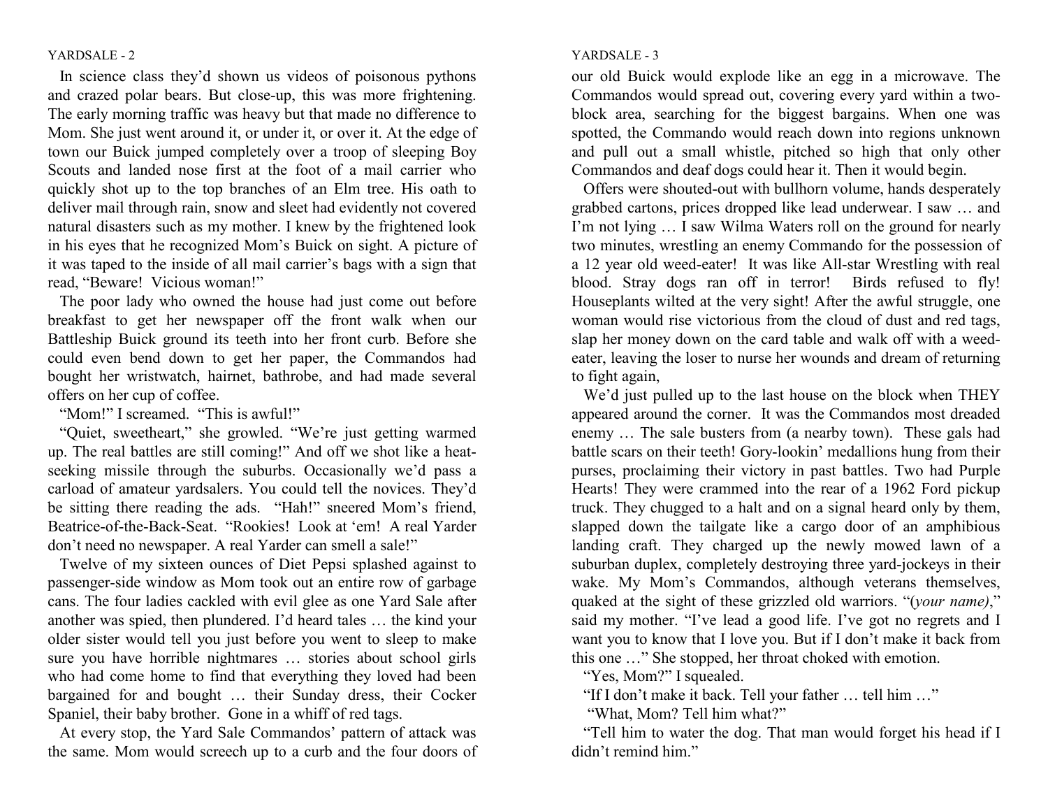In science class they'd shown us videos of poisonous pythons and crazed polar bears. But close-up, this was more frightening. The early morning traffic was heavy but that made no difference to Mom. She just went around it, or under it, or over it. At the edge of town our Buick jumped completely over a troop of sleeping Boy Scouts and landed nose first at the foot of a mail carrier who quickly shot up to the top branches of an Elm tree. His oath to deliver mail through rain, snow and sleet had evidently not covered natural disasters such as my mother. I knew by the frightened look in his eyes that he recognized Mom's Buick on sight. A picture of it was taped to the inside of all mail carrier's bags with a sign that read, "Beware! Vicious woman!"

The poor lady who owned the house had just come out before breakfast to get her newspaper off the front walk when our Battleship Buick ground its teeth into her front curb. Before she could even bend down to get her paper, the Commandos had bought her wristwatch, hairnet, bathrobe, and had made several offers on her cup of coffee.

"Mom!" I screamed. "This is awful!"

"Quiet, sweetheart," she growled. "We're just getting warmed up. The real battles are still coming!" And off we shot like a heat-seeking missile through the suburbs. Occasionally we'd pass a carload of amateur yardsalers. You could tell the novices. They'd be sitting there reading the ads. "Hah!" sneered Mom's friend, Beatrice-of-the-Back-Seat. "Rookies! Look at 'em! A real Yarder don't need no newspaper. A real Yarder can smell a sale!"

Twelve of my sixteen ounces of Diet Pepsi splashed against to passenger-side window as Mom took out an entire row of garbage cans. The four ladies cackled with evil glee as one Yard Sale after another was spied, then plundered. I'd heard tales … the kind your older sister would tell you just before you went to sleep to make sure you have horrible nightmares … stories about school girls who had come home to find that everything they loved had been bargained for and bought … their Sunday dress, their Cocker Spaniel, their baby brother. Gone in a whiff of red tags.

At every stop, the Yard Sale Commandos' pattern of attack was the same. Mom would screech up to a curb and the four doors of our old Buick would explode like an egg in a microwave. The Commandos would spread out, covering every yard within a two-block area, searching for the biggest bargains. When one was spotted, the Commando would reach down into regions unknown and pull out a small whistle, pitched so high that only other Commandos and deaf dogs could hear it. Then it would begin.

Offers were shouted-out with bullhorn volume, hands desperately grabbed cartons, prices dropped like lead underwear. I saw … and I'm not lying … I saw Wilma Waters roll on the ground for nearly two minutes, wrestling an enemy Commando for the possession of a 12 year old weed-eater! It was like All-star Wrestling with real blood. Stray dogs ran off in terror! Birds refused to fly! Houseplants wilted at the very sight! After the awful struggle, one woman would rise victorious from the cloud of dust and red tags, slap her money down on the card table and walk off with a weed-eater, leaving the loser to nurse her wounds and dream of returning to fight again,

We'd just pulled up to the last house on the block when THEY appeared around the corner. It was the Commandos most dreaded enemy … The sale busters from (a nearby town). These gals had battle scars on their teeth! Gory-lookin' medallions hung from their purses, proclaiming their victory in past battles. Two had Purple Hearts! They were crammed into the rear of a 1962 Ford pickup truck. They chugged to a halt and on a signal heard only by them, slapped down the tailgate like a cargo door of an amphibious landing craft. They charged up the newly mowed lawn of a suburban duplex, completely destroying three yard-jockeys in their wake. My Mom's Commandos, although veterans themselves, quaked at the sight of these grizzled old warriors. "(*your name)*," said my mother. "I've lead a good life. I've got no regrets and I want you to know that I love you. But if I don't make it back from this one …" She stopped, her throat choked with emotion.

"Yes, Mom?" I squealed.

"If I don't make it back. Tell your father … tell him …"

"What, Mom? Tell him what?"

"Tell him to water the dog. That man would forget his head if I didn't remind him."